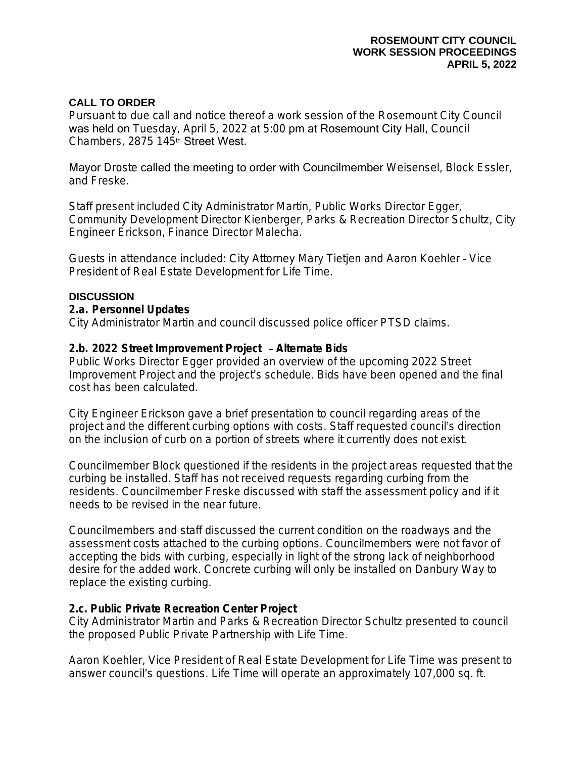**ROSEMOUNT CITY COUNCIL**
**WORK SESSION PROCEEDINGS**
**APRIL 5, 2022**

## CALL TO ORDER

Pursuant to due call and notice thereof a work session of the Rosemount City Council was held on Tuesday, April 5, 2022 at 5:00 pm at Rosemount City Hall, Council Chambers, 2875 145th Street West.

Mayor Droste called the meeting to order with Councilmember Weisensel, Block Essler, and Freske.

Staff present included City Administrator Martin, Public Works Director Egger, Community Development Director Kienberger, Parks & Recreation Director Schultz, City Engineer Erickson, Finance Director Malecha.

Guests in attendance included: City Attorney Mary Tietjen and Aaron Koehler – Vice President of Real Estate Development for Life Time.

## DISCUSSION

### 2.a. Personnel Updates

City Administrator Martin and council discussed police officer PTSD claims.

### 2.b. 2022 Street Improvement Project – Alternate Bids

Public Works Director Egger provided an overview of the upcoming 2022 Street Improvement Project and the project's schedule. Bids have been opened and the final cost has been calculated.

City Engineer Erickson gave a brief presentation to council regarding areas of the project and the different curbing options with costs. Staff requested council's direction on the inclusion of curb on a portion of streets where it currently does not exist.

Councilmember Block questioned if the residents in the project areas requested that the curbing be installed. Staff has not received requests regarding curbing from the residents. Councilmember Freske discussed with staff the assessment policy and if it needs to be revised in the near future.

Councilmembers and staff discussed the current condition on the roadways and the assessment costs attached to the curbing options. Councilmembers were not favor of accepting the bids with curbing, especially in light of the strong lack of neighborhood desire for the added work. Concrete curbing will only be installed on Danbury Way to replace the existing curbing.

### 2.c. Public Private Recreation Center Project

City Administrator Martin and Parks & Recreation Director Schultz presented to council the proposed Public Private Partnership with Life Time.

Aaron Koehler, Vice President of Real Estate Development for Life Time was present to answer council's questions. Life Time will operate an approximately 107,000 sq. ft.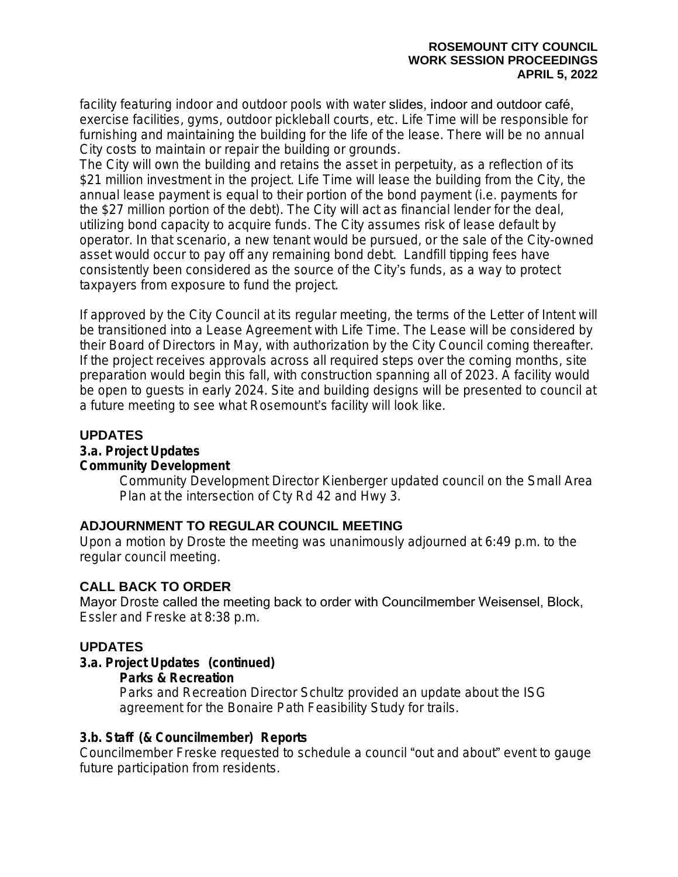facility featuring indoor and outdoor pools with water slides, indoor and outdoor café, exercise facilities, gyms, outdoor pickleball courts, etc. Life Time will be responsible for furnishing and maintaining the building for the life of the lease. There will be no annual City costs to maintain or repair the building or grounds.
The City will own the building and retains the asset in perpetuity, as a reflection of its $21 million investment in the project. Life Time will lease the building from the City, the annual lease payment is equal to their portion of the bond payment (i.e. payments for the $27 million portion of the debt). The City will act as financial lender for the deal, utilizing bond capacity to acquire funds. The City assumes risk of lease default by operator. In that scenario, a new tenant would be pursued, or the sale of the City-owned asset would occur to pay off any remaining bond debt. Landfill tipping fees have consistently been considered as the source of the City's funds, as a way to protect taxpayers from exposure to fund the project.

If approved by the City Council at its regular meeting, the terms of the Letter of Intent will be transitioned into a Lease Agreement with Life Time. The Lease will be considered by their Board of Directors in May, with authorization by the City Council coming thereafter. If the project receives approvals across all required steps over the coming months, site preparation would begin this fall, with construction spanning all of 2023. A facility would be open to guests in early 2024. Site and building designs will be presented to council at a future meeting to see what Rosemount's facility will look like.

## UPDATES

**3.a. Project Updates**

**Community Development**

Community Development Director Kienberger updated council on the Small Area Plan at the intersection of Cty Rd 42 and Hwy 3.

## ADJOURNMENT TO REGULAR COUNCIL MEETING

Upon a motion by Droste the meeting was unanimously adjourned at 6:49 p.m. to the regular council meeting.

## CALL BACK TO ORDER

Mayor Droste called the meeting back to order with Councilmember Weisensel, Block, Essler and Freske at 8:38 p.m.

## UPDATES

**3.a. Project Updates (continued)**

**Parks & Recreation**

Parks and Recreation Director Schultz provided an update about the ISG agreement for the Bonaire Path Feasibility Study for trails.

**3.b. Staff (& Councilmember) Reports**

Councilmember Freske requested to schedule a council "out and about" event to gauge future participation from residents.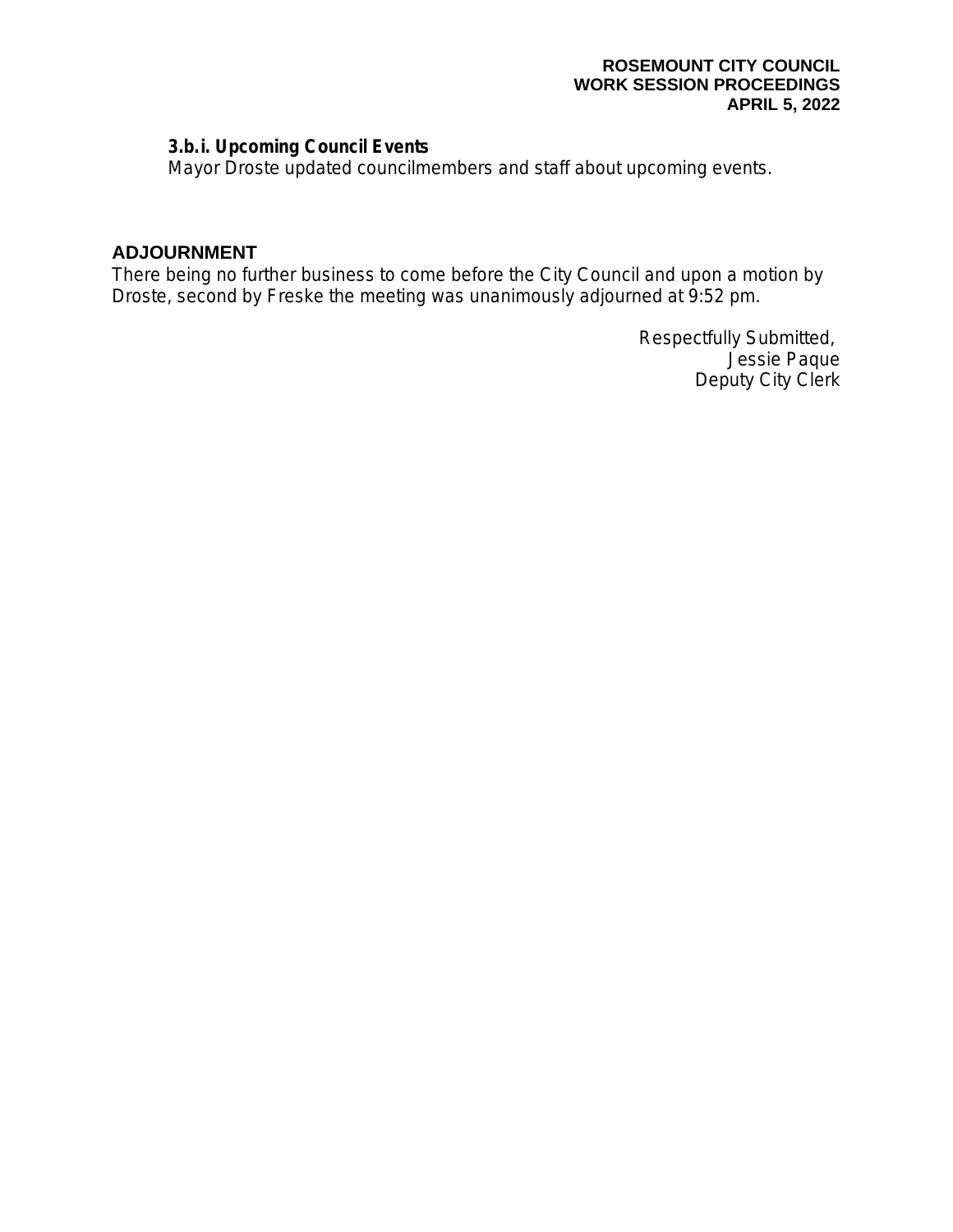#### 3.b.i. Upcoming Council Events

Mayor Droste updated councilmembers and staff about upcoming events.

## ADJOURNMENT

There being no further business to come before the City Council and upon a motion by Droste, second by Freske the meeting was unanimously adjourned at 9:52 pm.

Respectfully Submitted,
Jessie Paque
Deputy City Clerk